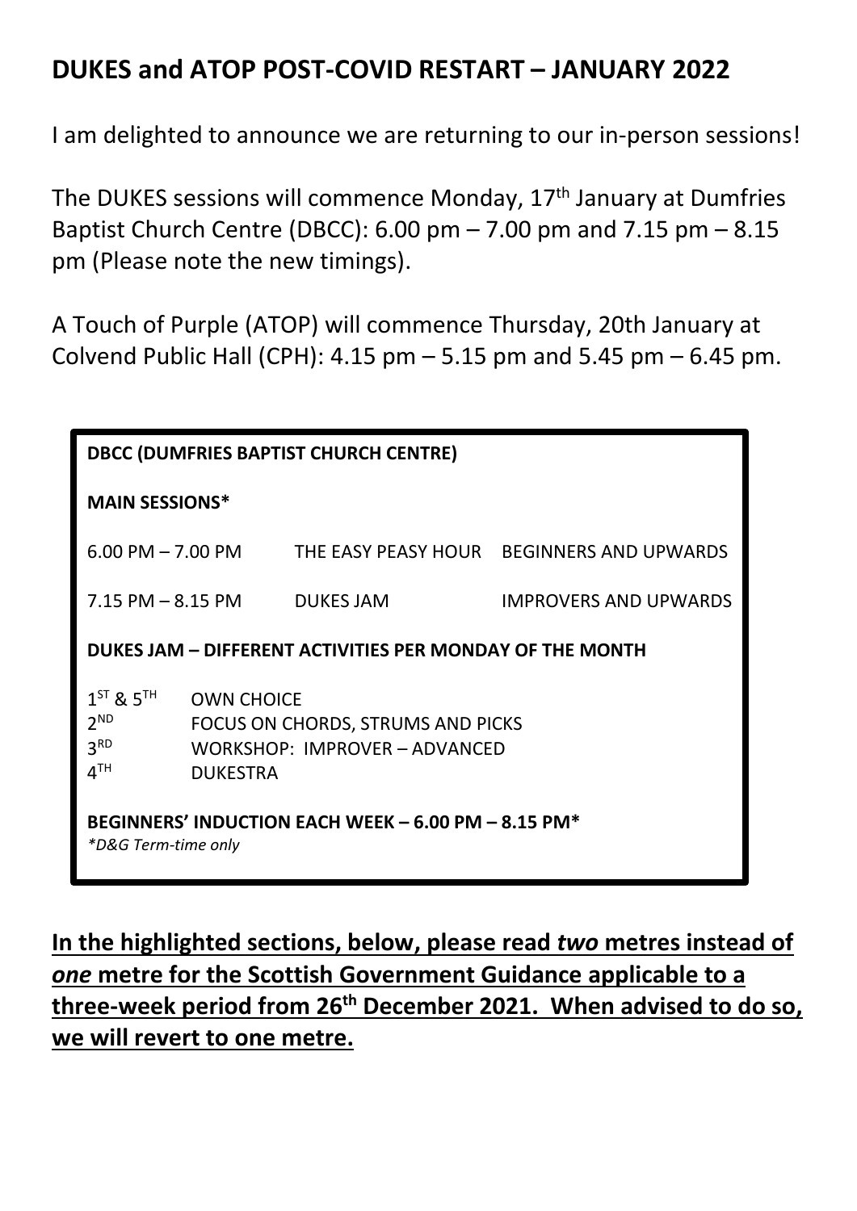# DUKES and ATOP POST-COVID RESTART – JANUARY 2022

I am delighted to announce we are returning to our in-person sessions!

The DUKES sessions will commence Monday, 17th January at Dumfries Baptist Church Centre (DBCC): 6.00 pm – 7.00 pm and 7.15 pm – 8.15 pm (Please note the new timings).

A Touch of Purple (ATOP) will commence Thursday, 20th January at Colvend Public Hall (CPH): 4.15 pm – 5.15 pm and 5.45 pm – 6.45 pm.

**DBCC (DUMFRIES BAPTIST CHURCH CENTRE)**

**MAIN SESSIONS***

| | | |
|---|---|---|
| 6.00 PM – 7.00 PM | THE EASY PEASY HOUR | BEGINNERS AND UPWARDS |
| 7.15 PM – 8.15 PM | DUKES JAM | IMPROVERS AND UPWARDS |

**DUKES JAM – DIFFERENT ACTIVITIES PER MONDAY OF THE MONTH**

| | |
|---|---|
| 1ST & 5TH | OWN CHOICE |
| 2ND | FOCUS ON CHORDS, STRUMS AND PICKS |
| 3RD | WORKSHOP: IMPROVER – ADVANCED |
| 4TH | DUKESTRA |

**BEGINNERS' INDUCTION EACH WEEK – 6.00 PM – 8.15 PM***

*\*D&G Term-time only*

**<u>In the highlighted sections, below, please read *two* metres instead of *one* metre for the Scottish Government Guidance applicable to a three-week period from 26th December 2021. When advised to do so, we will revert to one metre.</u>**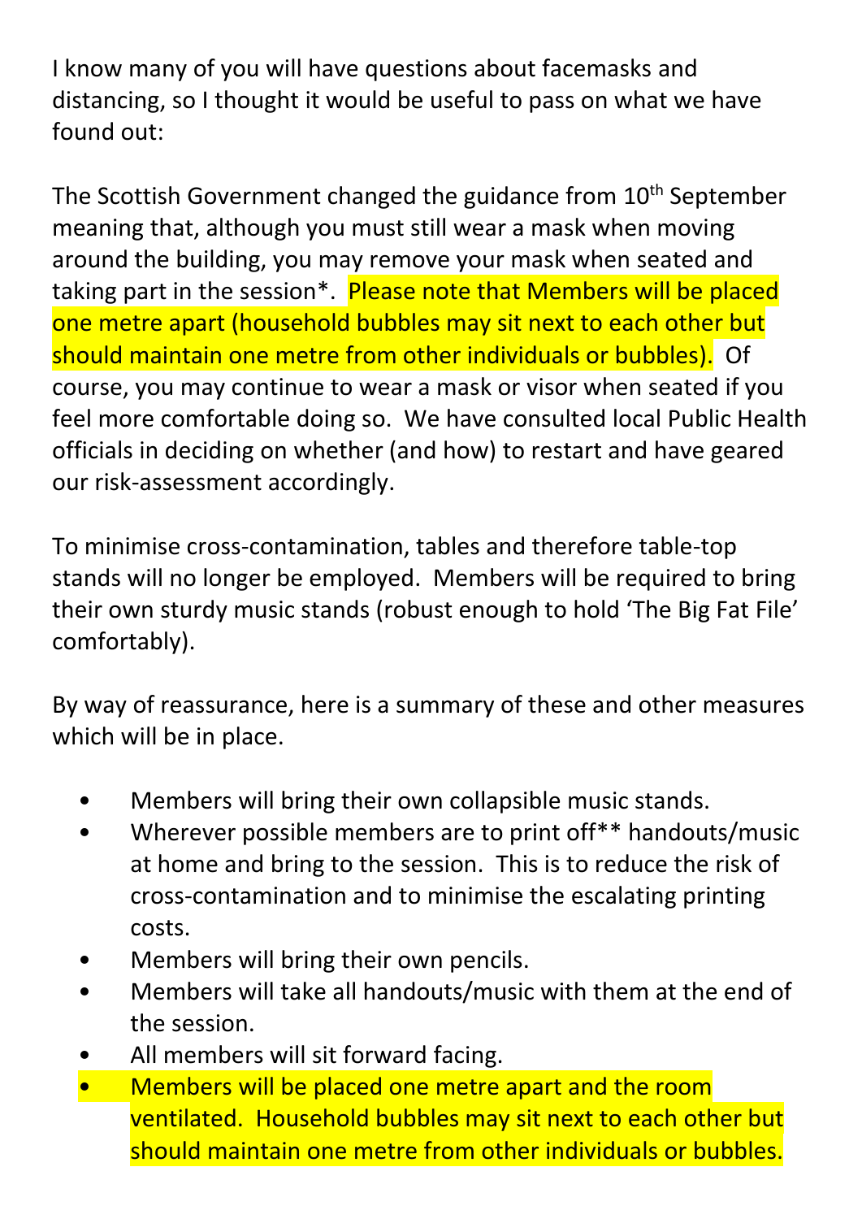I know many of you will have questions about facemasks and distancing, so I thought it would be useful to pass on what we have found out:

The Scottish Government changed the guidance from 10th September meaning that, although you must still wear a mask when moving around the building, you may remove your mask when seated and taking part in the session*. Please note that Members will be placed one metre apart (household bubbles may sit next to each other but should maintain one metre from other individuals or bubbles). Of course, you may continue to wear a mask or visor when seated if you feel more comfortable doing so. We have consulted local Public Health officials in deciding on whether (and how) to restart and have geared our risk-assessment accordingly.

To minimise cross-contamination, tables and therefore table-top stands will no longer be employed. Members will be required to bring their own sturdy music stands (robust enough to hold 'The Big Fat File' comfortably).

By way of reassurance, here is a summary of these and other measures which will be in place.

- Members will bring their own collapsible music stands.
- Wherever possible members are to print off** handouts/music at home and bring to the session. This is to reduce the risk of cross-contamination and to minimise the escalating printing costs.
- Members will bring their own pencils.
- Members will take all handouts/music with them at the end of the session.
- All members will sit forward facing.
- Members will be placed one metre apart and the room ventilated. Household bubbles may sit next to each other but should maintain one metre from other individuals or bubbles.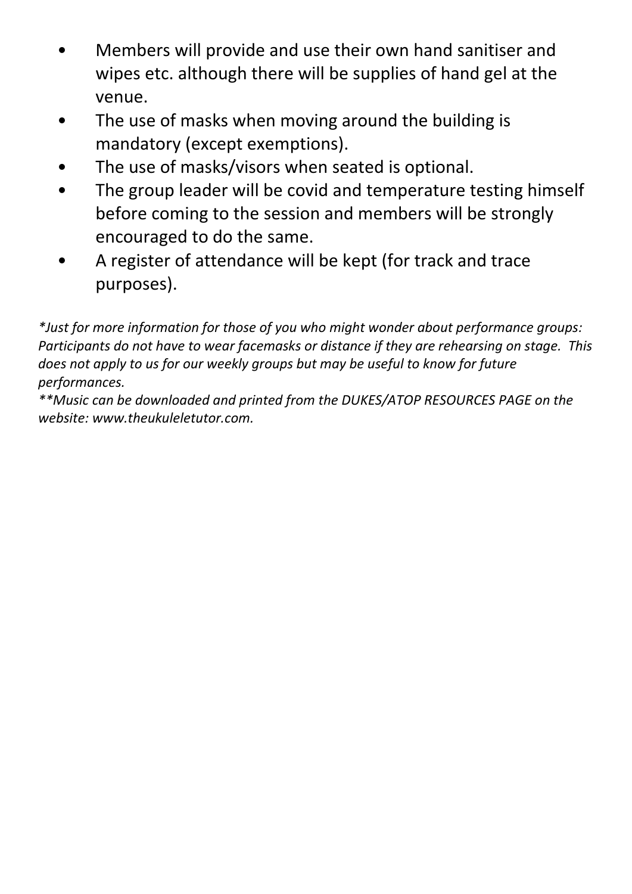- Members will provide and use their own hand sanitiser and wipes etc. although there will be supplies of hand gel at the venue.
- The use of masks when moving around the building is mandatory (except exemptions).
- The use of masks/visors when seated is optional.
- The group leader will be covid and temperature testing himself before coming to the session and members will be strongly encouraged to do the same.
- A register of attendance will be kept (for track and trace purposes).

*\*Just for more information for those of you who might wonder about performance groups: Participants do not have to wear facemasks or distance if they are rehearsing on stage. This does not apply to us for our weekly groups but may be useful to know for future performances.*

*\*\*Music can be downloaded and printed from the DUKES/ATOP RESOURCES PAGE on the website: www.theukuleletutor.com.*